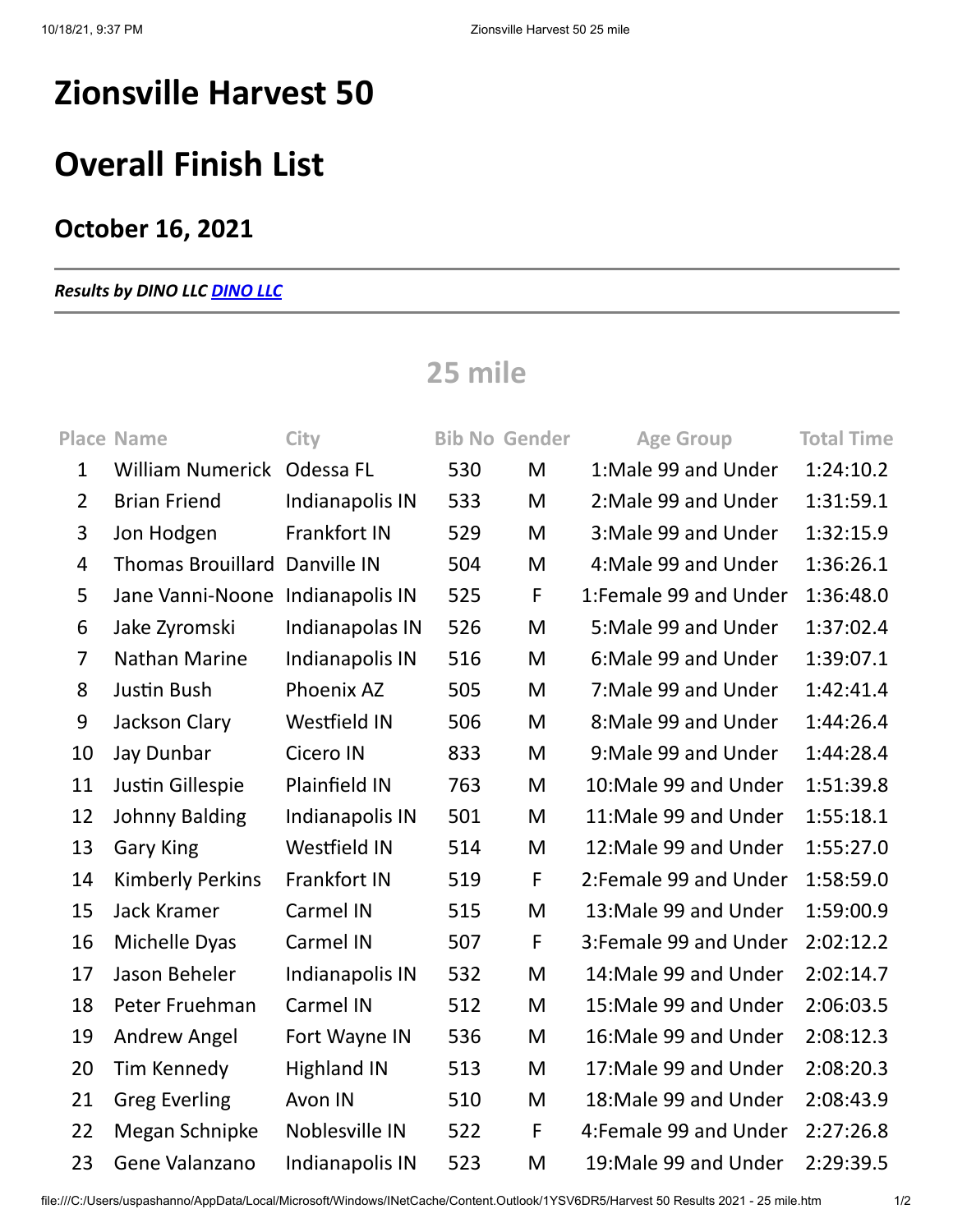# Zionsville Harvest 50

# Overall Finish List

## October 16, 2021

***Results by DINO LLC [DINO LLC]()***

## 25 mile

| Place | Name | City | Bib No | Gender | Age Group | Total Time |
|---|---|---|---|---|---|---|
| 1 | William Numerick | Odessa FL | 530 | M | 1:Male 99 and Under | 1:24:10.2 |
| 2 | Brian Friend | Indianapolis IN | 533 | M | 2:Male 99 and Under | 1:31:59.1 |
| 3 | Jon Hodgen | Frankfort IN | 529 | M | 3:Male 99 and Under | 1:32:15.9 |
| 4 | Thomas Brouillard | Danville IN | 504 | M | 4:Male 99 and Under | 1:36:26.1 |
| 5 | Jane Vanni-Noone | Indianapolis IN | 525 | F | 1:Female 99 and Under | 1:36:48.0 |
| 6 | Jake Zyromski | Indianapolas IN | 526 | M | 5:Male 99 and Under | 1:37:02.4 |
| 7 | Nathan Marine | Indianapolis IN | 516 | M | 6:Male 99 and Under | 1:39:07.1 |
| 8 | Justin Bush | Phoenix AZ | 505 | M | 7:Male 99 and Under | 1:42:41.4 |
| 9 | Jackson Clary | Westfield IN | 506 | M | 8:Male 99 and Under | 1:44:26.4 |
| 10 | Jay Dunbar | Cicero IN | 833 | M | 9:Male 99 and Under | 1:44:28.4 |
| 11 | Justin Gillespie | Plainfield IN | 763 | M | 10:Male 99 and Under | 1:51:39.8 |
| 12 | Johnny Balding | Indianapolis IN | 501 | M | 11:Male 99 and Under | 1:55:18.1 |
| 13 | Gary King | Westfield IN | 514 | M | 12:Male 99 and Under | 1:55:27.0 |
| 14 | Kimberly Perkins | Frankfort IN | 519 | F | 2:Female 99 and Under | 1:58:59.0 |
| 15 | Jack Kramer | Carmel IN | 515 | M | 13:Male 99 and Under | 1:59:00.9 |
| 16 | Michelle Dyas | Carmel IN | 507 | F | 3:Female 99 and Under | 2:02:12.2 |
| 17 | Jason Beheler | Indianapolis IN | 532 | M | 14:Male 99 and Under | 2:02:14.7 |
| 18 | Peter Fruehman | Carmel IN | 512 | M | 15:Male 99 and Under | 2:06:03.5 |
| 19 | Andrew Angel | Fort Wayne IN | 536 | M | 16:Male 99 and Under | 2:08:12.3 |
| 20 | Tim Kennedy | Highland IN | 513 | M | 17:Male 99 and Under | 2:08:20.3 |
| 21 | Greg Everling | Avon IN | 510 | M | 18:Male 99 and Under | 2:08:43.9 |
| 22 | Megan Schnipke | Noblesville IN | 522 | F | 4:Female 99 and Under | 2:27:26.8 |
| 23 | Gene Valanzano | Indianapolis IN | 523 | M | 19:Male 99 and Under | 2:29:39.5 |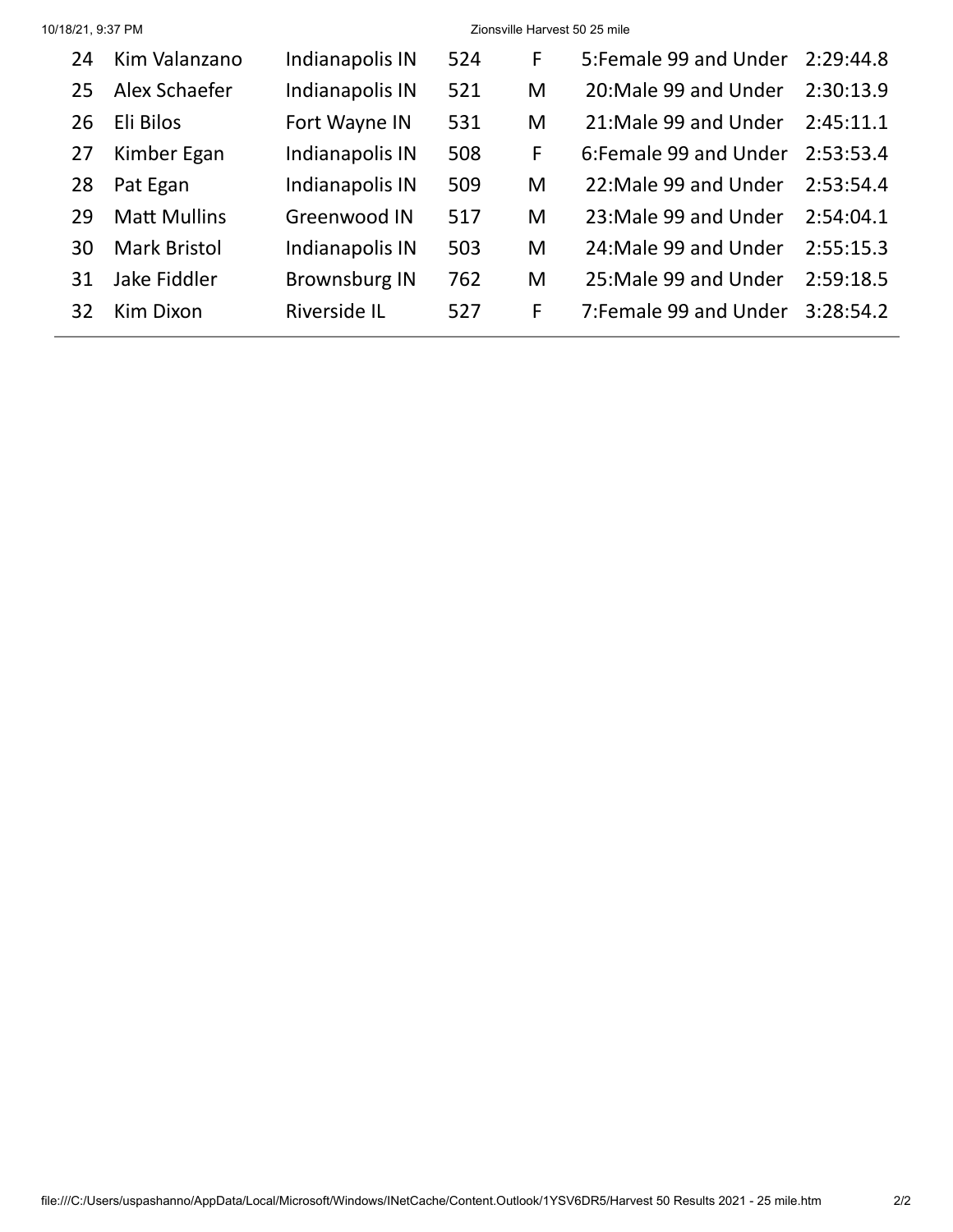| | | | | | | |
|---|---|---|---|---|---|---|
| 24 | Kim Valanzano | Indianapolis IN | 524 | F | 5:Female 99 and Under | 2:29:44.8 |
| 25 | Alex Schaefer | Indianapolis IN | 521 | M | 20:Male 99 and Under | 2:30:13.9 |
| 26 | Eli Bilos | Fort Wayne IN | 531 | M | 21:Male 99 and Under | 2:45:11.1 |
| 27 | Kimber Egan | Indianapolis IN | 508 | F | 6:Female 99 and Under | 2:53:53.4 |
| 28 | Pat Egan | Indianapolis IN | 509 | M | 22:Male 99 and Under | 2:53:54.4 |
| 29 | Matt Mullins | Greenwood IN | 517 | M | 23:Male 99 and Under | 2:54:04.1 |
| 30 | Mark Bristol | Indianapolis IN | 503 | M | 24:Male 99 and Under | 2:55:15.3 |
| 31 | Jake Fiddler | Brownsburg IN | 762 | M | 25:Male 99 and Under | 2:59:18.5 |
| 32 | Kim Dixon | Riverside IL | 527 | F | 7:Female 99 and Under | 3:28:54.2 |